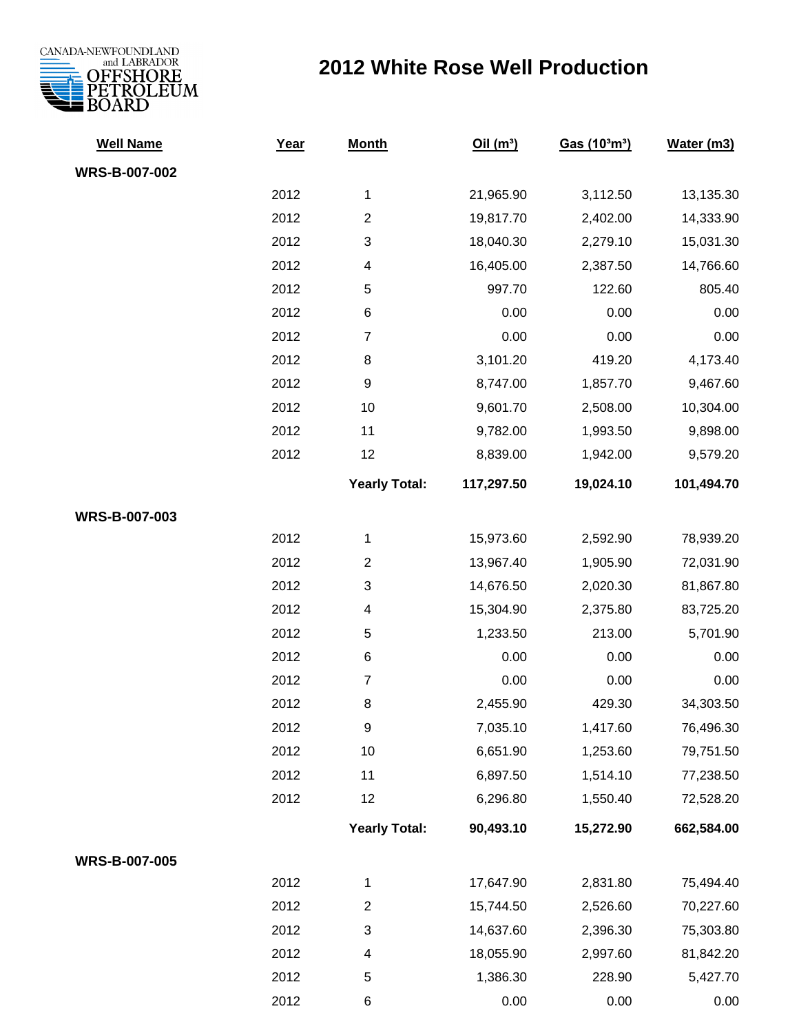CANADA-NEWFOUNDLAND and LABRADOR OFFSHORE PETROLEUM BOARD

# 2012 White Rose Well Production

| Well Name | Year | Month | Oil ($m^3$) | Gas ($10^3m^3$) | Water (m3) |
|---|---|---|---|---|---|
| **WRS-B-007-002** | | | | | |
| | 2012 | 1 | 21,965.90 | 3,112.50 | 13,135.30 |
| | 2012 | 2 | 19,817.70 | 2,402.00 | 14,333.90 |
| | 2012 | 3 | 18,040.30 | 2,279.10 | 15,031.30 |
| | 2012 | 4 | 16,405.00 | 2,387.50 | 14,766.60 |
| | 2012 | 5 | 997.70 | 122.60 | 805.40 |
| | 2012 | 6 | 0.00 | 0.00 | 0.00 |
| | 2012 | 7 | 0.00 | 0.00 | 0.00 |
| | 2012 | 8 | 3,101.20 | 419.20 | 4,173.40 |
| | 2012 | 9 | 8,747.00 | 1,857.70 | 9,467.60 |
| | 2012 | 10 | 9,601.70 | 2,508.00 | 10,304.00 |
| | 2012 | 11 | 9,782.00 | 1,993.50 | 9,898.00 |
| | 2012 | 12 | 8,839.00 | 1,942.00 | 9,579.20 |
| | | **Yearly Total:** | **117,297.50** | **19,024.10** | **101,494.70** |
| **WRS-B-007-003** | | | | | |
| | 2012 | 1 | 15,973.60 | 2,592.90 | 78,939.20 |
| | 2012 | 2 | 13,967.40 | 1,905.90 | 72,031.90 |
| | 2012 | 3 | 14,676.50 | 2,020.30 | 81,867.80 |
| | 2012 | 4 | 15,304.90 | 2,375.80 | 83,725.20 |
| | 2012 | 5 | 1,233.50 | 213.00 | 5,701.90 |
| | 2012 | 6 | 0.00 | 0.00 | 0.00 |
| | 2012 | 7 | 0.00 | 0.00 | 0.00 |
| | 2012 | 8 | 2,455.90 | 429.30 | 34,303.50 |
| | 2012 | 9 | 7,035.10 | 1,417.60 | 76,496.30 |
| | 2012 | 10 | 6,651.90 | 1,253.60 | 79,751.50 |
| | 2012 | 11 | 6,897.50 | 1,514.10 | 77,238.50 |
| | 2012 | 12 | 6,296.80 | 1,550.40 | 72,528.20 |
| | | **Yearly Total:** | **90,493.10** | **15,272.90** | **662,584.00** |
| **WRS-B-007-005** | | | | | |
| | 2012 | 1 | 17,647.90 | 2,831.80 | 75,494.40 |
| | 2012 | 2 | 15,744.50 | 2,526.60 | 70,227.60 |
| | 2012 | 3 | 14,637.60 | 2,396.30 | 75,303.80 |
| | 2012 | 4 | 18,055.90 | 2,997.60 | 81,842.20 |
| | 2012 | 5 | 1,386.30 | 228.90 | 5,427.70 |
| | 2012 | 6 | 0.00 | 0.00 | 0.00 |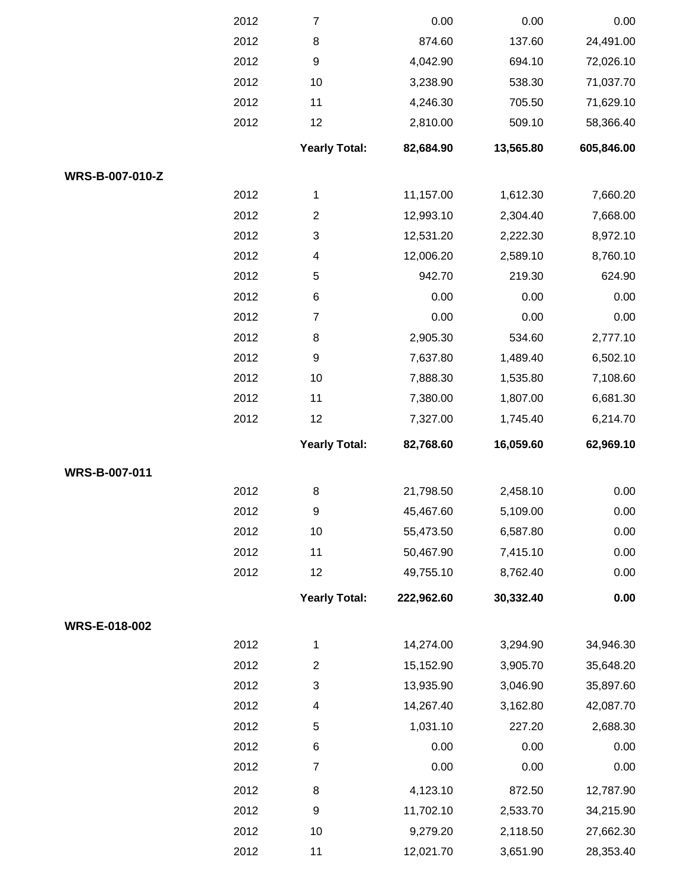| | Year | Month | | | |
|---|---|---|---|---|---|
| | 2012 | 7 | 0.00 | 0.00 | 0.00 |
| | 2012 | 8 | 874.60 | 137.60 | 24,491.00 |
| | 2012 | 9 | 4,042.90 | 694.10 | 72,026.10 |
| | 2012 | 10 | 3,238.90 | 538.30 | 71,037.70 |
| | 2012 | 11 | 4,246.30 | 705.50 | 71,629.10 |
| | 2012 | 12 | 2,810.00 | 509.10 | 58,366.40 |
| | | **Yearly Total:** | **82,684.90** | **13,565.80** | **605,846.00** |
| **WRS-B-007-010-Z** | | | | | |
| | 2012 | 1 | 11,157.00 | 1,612.30 | 7,660.20 |
| | 2012 | 2 | 12,993.10 | 2,304.40 | 7,668.00 |
| | 2012 | 3 | 12,531.20 | 2,222.30 | 8,972.10 |
| | 2012 | 4 | 12,006.20 | 2,589.10 | 8,760.10 |
| | 2012 | 5 | 942.70 | 219.30 | 624.90 |
| | 2012 | 6 | 0.00 | 0.00 | 0.00 |
| | 2012 | 7 | 0.00 | 0.00 | 0.00 |
| | 2012 | 8 | 2,905.30 | 534.60 | 2,777.10 |
| | 2012 | 9 | 7,637.80 | 1,489.40 | 6,502.10 |
| | 2012 | 10 | 7,888.30 | 1,535.80 | 7,108.60 |
| | 2012 | 11 | 7,380.00 | 1,807.00 | 6,681.30 |
| | 2012 | 12 | 7,327.00 | 1,745.40 | 6,214.70 |
| | | **Yearly Total:** | **82,768.60** | **16,059.60** | **62,969.10** |
| **WRS-B-007-011** | | | | | |
| | 2012 | 8 | 21,798.50 | 2,458.10 | 0.00 |
| | 2012 | 9 | 45,467.60 | 5,109.00 | 0.00 |
| | 2012 | 10 | 55,473.50 | 6,587.80 | 0.00 |
| | 2012 | 11 | 50,467.90 | 7,415.10 | 0.00 |
| | 2012 | 12 | 49,755.10 | 8,762.40 | 0.00 |
| | | **Yearly Total:** | **222,962.60** | **30,332.40** | **0.00** |
| **WRS-E-018-002** | | | | | |
| | 2012 | 1 | 14,274.00 | 3,294.90 | 34,946.30 |
| | 2012 | 2 | 15,152.90 | 3,905.70 | 35,648.20 |
| | 2012 | 3 | 13,935.90 | 3,046.90 | 35,897.60 |
| | 2012 | 4 | 14,267.40 | 3,162.80 | 42,087.70 |
| | 2012 | 5 | 1,031.10 | 227.20 | 2,688.30 |
| | 2012 | 6 | 0.00 | 0.00 | 0.00 |
| | 2012 | 7 | 0.00 | 0.00 | 0.00 |
| | 2012 | 8 | 4,123.10 | 872.50 | 12,787.90 |
| | 2012 | 9 | 11,702.10 | 2,533.70 | 34,215.90 |
| | 2012 | 10 | 9,279.20 | 2,118.50 | 27,662.30 |
| | 2012 | 11 | 12,021.70 | 3,651.90 | 28,353.40 |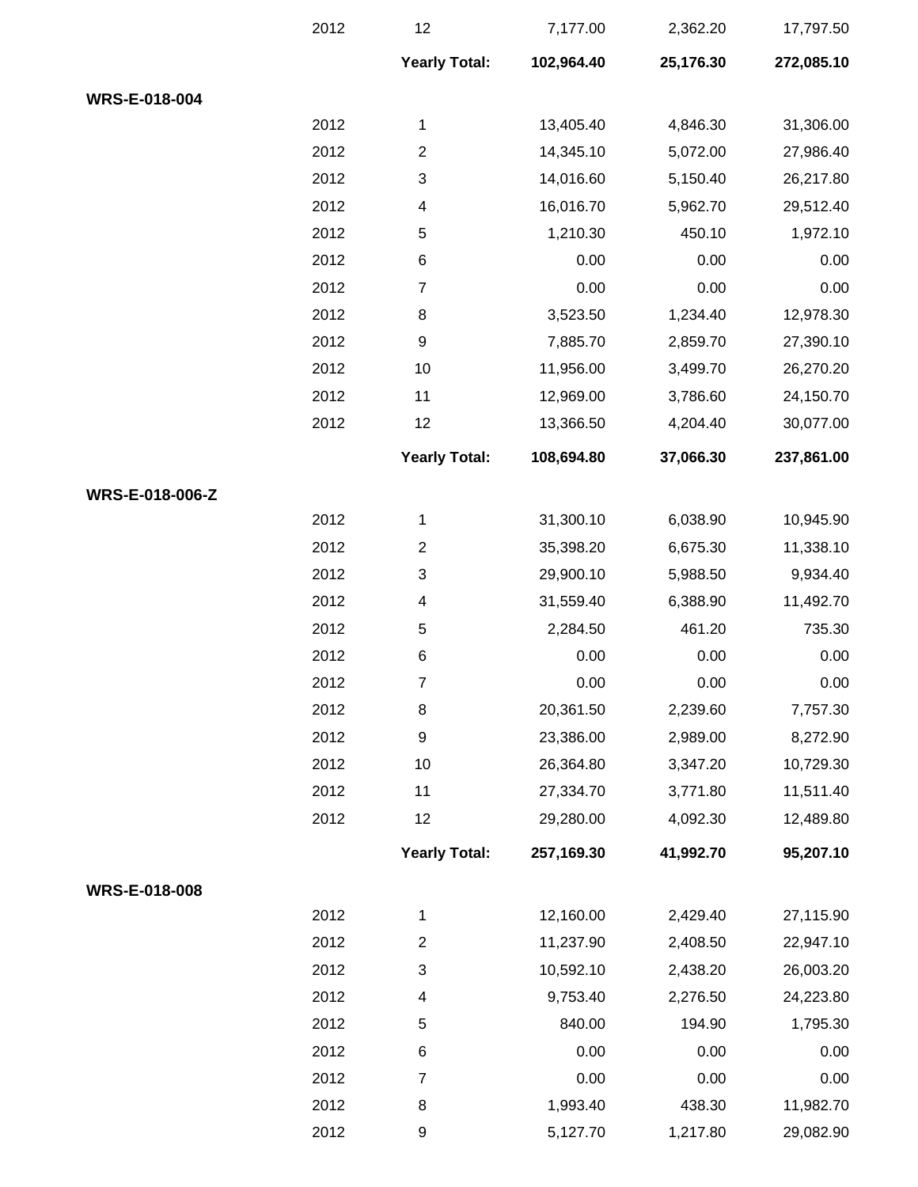| | Year | Month | | | |
|---|---|---|---|---|---|
| | 2012 | 12 | 7,177.00 | 2,362.20 | 17,797.50 |
| | | **Yearly Total:** | **102,964.40** | **25,176.30** | **272,085.10** |
| **WRS-E-018-004** | | | | | |
| | 2012 | 1 | 13,405.40 | 4,846.30 | 31,306.00 |
| | 2012 | 2 | 14,345.10 | 5,072.00 | 27,986.40 |
| | 2012 | 3 | 14,016.60 | 5,150.40 | 26,217.80 |
| | 2012 | 4 | 16,016.70 | 5,962.70 | 29,512.40 |
| | 2012 | 5 | 1,210.30 | 450.10 | 1,972.10 |
| | 2012 | 6 | 0.00 | 0.00 | 0.00 |
| | 2012 | 7 | 0.00 | 0.00 | 0.00 |
| | 2012 | 8 | 3,523.50 | 1,234.40 | 12,978.30 |
| | 2012 | 9 | 7,885.70 | 2,859.70 | 27,390.10 |
| | 2012 | 10 | 11,956.00 | 3,499.70 | 26,270.20 |
| | 2012 | 11 | 12,969.00 | 3,786.60 | 24,150.70 |
| | 2012 | 12 | 13,366.50 | 4,204.40 | 30,077.00 |
| | | **Yearly Total:** | **108,694.80** | **37,066.30** | **237,861.00** |
| **WRS-E-018-006-Z** | | | | | |
| | 2012 | 1 | 31,300.10 | 6,038.90 | 10,945.90 |
| | 2012 | 2 | 35,398.20 | 6,675.30 | 11,338.10 |
| | 2012 | 3 | 29,900.10 | 5,988.50 | 9,934.40 |
| | 2012 | 4 | 31,559.40 | 6,388.90 | 11,492.70 |
| | 2012 | 5 | 2,284.50 | 461.20 | 735.30 |
| | 2012 | 6 | 0.00 | 0.00 | 0.00 |
| | 2012 | 7 | 0.00 | 0.00 | 0.00 |
| | 2012 | 8 | 20,361.50 | 2,239.60 | 7,757.30 |
| | 2012 | 9 | 23,386.00 | 2,989.00 | 8,272.90 |
| | 2012 | 10 | 26,364.80 | 3,347.20 | 10,729.30 |
| | 2012 | 11 | 27,334.70 | 3,771.80 | 11,511.40 |
| | 2012 | 12 | 29,280.00 | 4,092.30 | 12,489.80 |
| | | **Yearly Total:** | **257,169.30** | **41,992.70** | **95,207.10** |
| **WRS-E-018-008** | | | | | |
| | 2012 | 1 | 12,160.00 | 2,429.40 | 27,115.90 |
| | 2012 | 2 | 11,237.90 | 2,408.50 | 22,947.10 |
| | 2012 | 3 | 10,592.10 | 2,438.20 | 26,003.20 |
| | 2012 | 4 | 9,753.40 | 2,276.50 | 24,223.80 |
| | 2012 | 5 | 840.00 | 194.90 | 1,795.30 |
| | 2012 | 6 | 0.00 | 0.00 | 0.00 |
| | 2012 | 7 | 0.00 | 0.00 | 0.00 |
| | 2012 | 8 | 1,993.40 | 438.30 | 11,982.70 |
| | 2012 | 9 | 5,127.70 | 1,217.80 | 29,082.90 |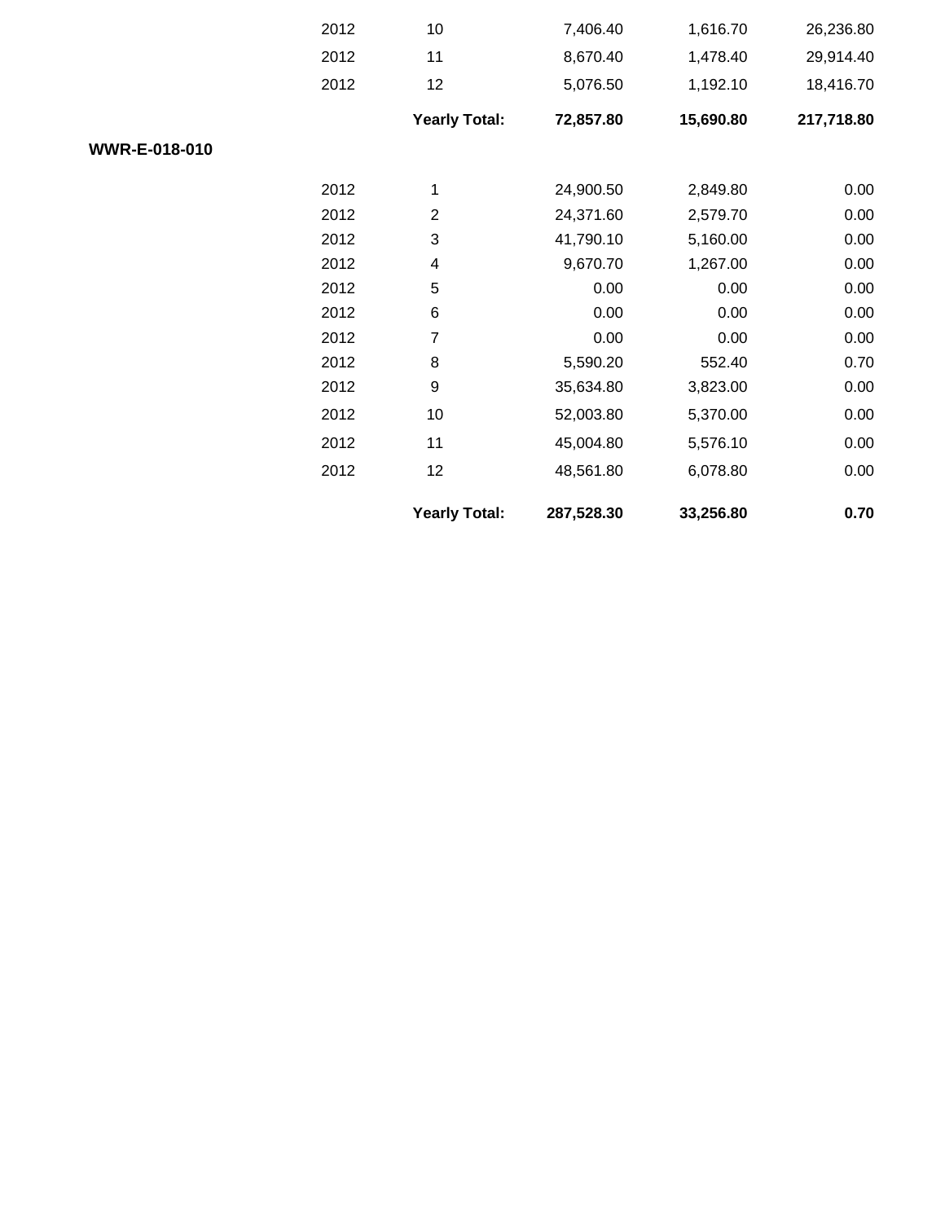| | | | | | |
|---|---|---|---|---|---|
| | 2012 | 10 | 7,406.40 | 1,616.70 | 26,236.80 |
| | 2012 | 11 | 8,670.40 | 1,478.40 | 29,914.40 |
| | 2012 | 12 | 5,076.50 | 1,192.10 | 18,416.70 |
| | | **Yearly Total:** | **72,857.80** | **15,690.80** | **217,718.80** |
| **WWR-E-018-010** | | | | | |
| | 2012 | 1 | 24,900.50 | 2,849.80 | 0.00 |
| | 2012 | 2 | 24,371.60 | 2,579.70 | 0.00 |
| | 2012 | 3 | 41,790.10 | 5,160.00 | 0.00 |
| | 2012 | 4 | 9,670.70 | 1,267.00 | 0.00 |
| | 2012 | 5 | 0.00 | 0.00 | 0.00 |
| | 2012 | 6 | 0.00 | 0.00 | 0.00 |
| | 2012 | 7 | 0.00 | 0.00 | 0.00 |
| | 2012 | 8 | 5,590.20 | 552.40 | 0.70 |
| | 2012 | 9 | 35,634.80 | 3,823.00 | 0.00 |
| | 2012 | 10 | 52,003.80 | 5,370.00 | 0.00 |
| | 2012 | 11 | 45,004.80 | 5,576.10 | 0.00 |
| | 2012 | 12 | 48,561.80 | 6,078.80 | 0.00 |
| | | **Yearly Total:** | **287,528.30** | **33,256.80** | **0.70** |